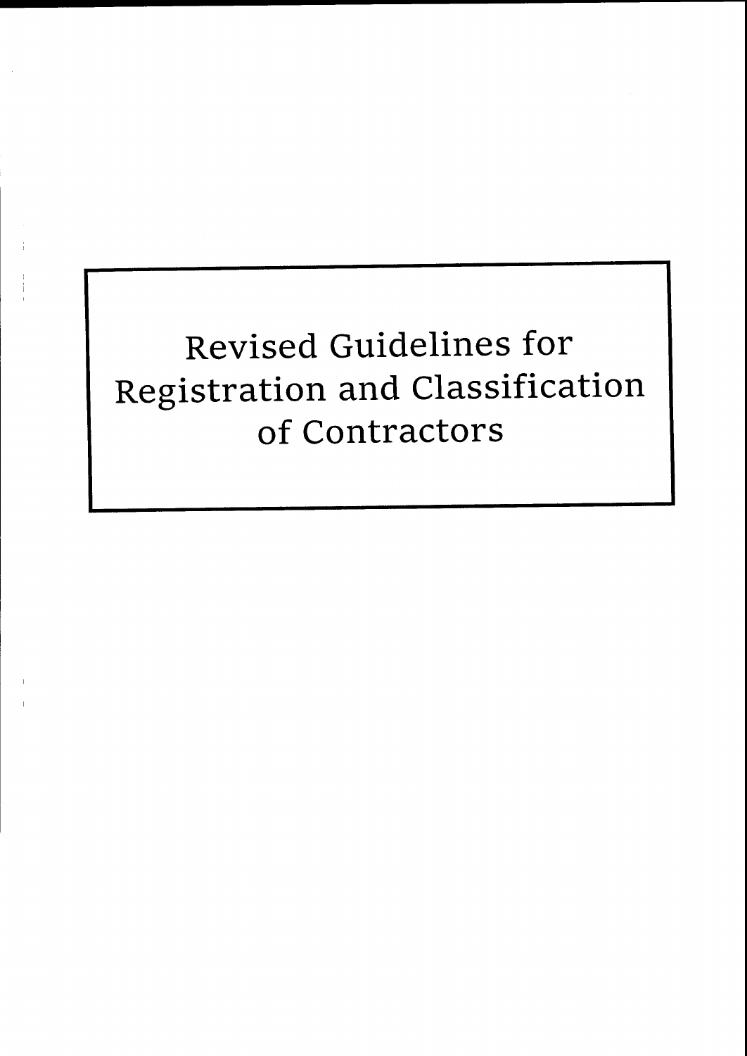# Revised Guidelines for Registration and Classification of Contractors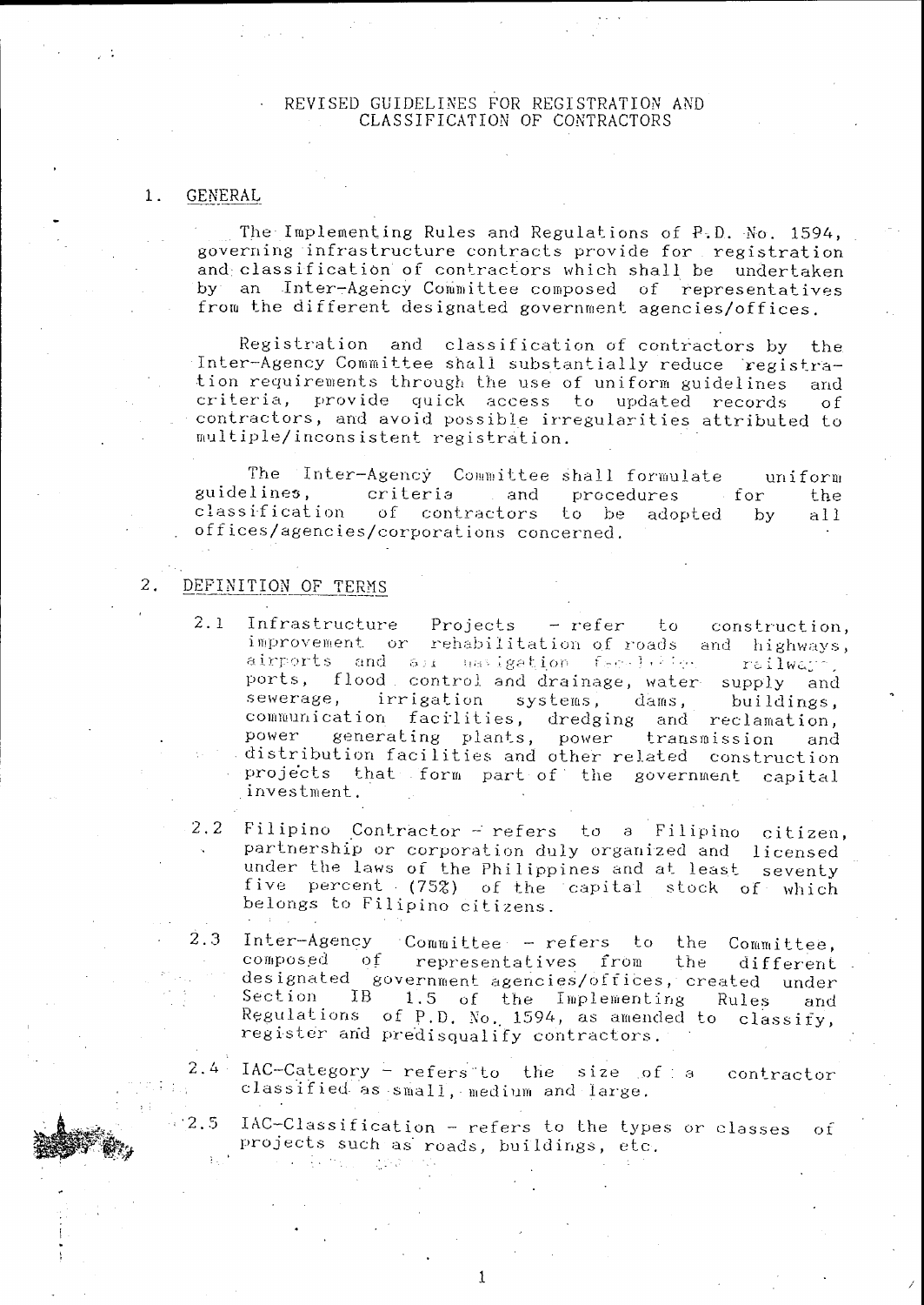# REVISED GUIDELINES FOR REGISTRATION AND CLASSIFICATION OF CONTRACTORS

## 1. GENERAL

The Implementing Rules and Regulations of P.D. No. 1594, governing infrastructure contracts provide for registration and classification of contractors which shall be undertaken by an Inter-Agency Committee composed of representatives from the different designated government agencies/offices.

Registration and classification of contractors by the Inter-Agency Committee shall substantially reduce registration requirements through the use of uniform guidelines and criteria, provide quick access to updated records of contractors, and avoid possible irregularities attributed to multiple/inconsistent registration.

The Inter-Agency Committee shall formulate uniform guidelines, criteria and procedures for the classification of contractors to be adopted by all offices/agencies/corporations concerned.

## 2. DEFINITION OF TERMS

2.1 Infrastructure Projects - refer to construction, improvement or rehabilitation of roads and highways, airports and air navigation facilities, railways, ports, flood control and drainage, water supply and sewerage, irrigation systems, dams, buildings, communication facilities, dredging and reclamation, power generating plants, power transmission and distribution facilities and other related construction projects that form part of the government capital investment.

2.2 Filipino Contractor - refers to a Filipino citizen, partnership or corporation duly organized and licensed under the laws of the Philippines and at least seventy five percent (75%) of the capital stock of which belongs to Filipino citizens.

2.3 Inter-Agency Committee - refers to the Committee, composed of representatives from the different designated government agencies/offices, created under Section IB 1.5 of the Implementing Rules and Regulations of P.D. No. 1594, as amended to classify, register and predisqualify contractors.

2.4 IAC-Category - refers to the size of a contractor classified as small, medium and large.

2.5 IAC-Classification - refers to the types or classes of projects such as roads, buildings, etc.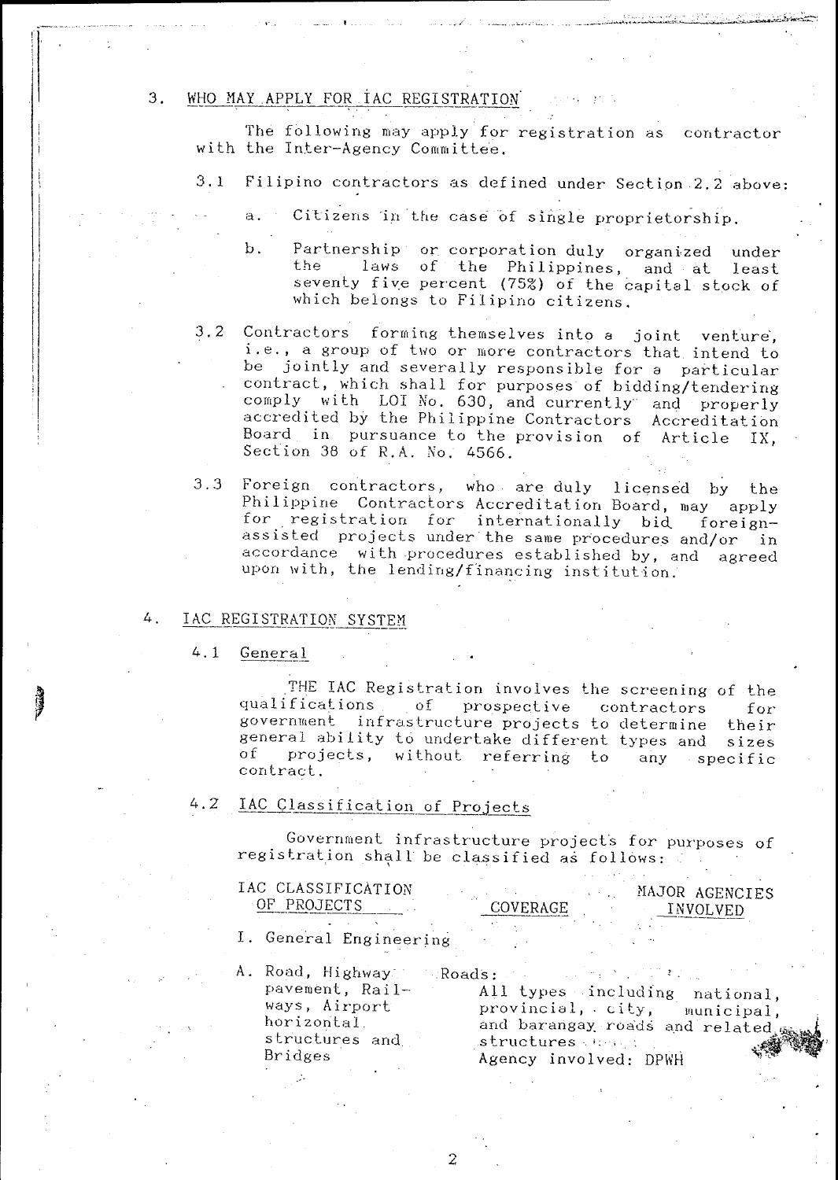## 3. WHO MAY APPLY FOR IAC REGISTRATION

The following may apply for registration as contractor with the Inter-Agency Committee.

3.1 Filipino contractors as defined under Section 2.2 above:

a. Citizens in the case of single proprietorship.

b. Partnership or corporation duly organized under the laws of the Philippines, and at least seventy five percent (75%) of the capital stock of which belongs to Filipino citizens.

3.2 Contractors forming themselves into a joint venture, i.e., a group of two or more contractors that intend to be jointly and severally responsible for a particular contract, which shall for purposes of bidding/tendering comply with LOI No. 630, and currently and properly accredited by the Philippine Contractors Accreditation Board in pursuance to the provision of Article IX, Section 38 of R.A. No. 4566.

3.3 Foreign contractors, who are duly licensed by the Philippine Contractors Accreditation Board, may apply for registration for internationally bid foreign-assisted projects under the same procedures and/or in accordance with procedures established by, and agreed upon with, the lending/financing institution.

## 4. IAC REGISTRATION SYSTEM

### 4.1 General

THE IAC Registration involves the screening of the qualifications of prospective contractors for government infrastructure projects to determine their general ability to undertake different types and sizes of projects, without referring to any specific contract.

### 4.2 IAC Classification of Projects

Government infrastructure projects for purposes of registration shall be classified as follows:

| IAC CLASSIFICATION OF PROJECTS | COVERAGE | MAJOR AGENCIES INVOLVED |
|---|---|---|
| I. General Engineering | | |
| A. Road, Highway pavement, Railways, Airport horizontal structures and Bridges | Roads: All types including national, provincial, city, municipal, and barangay roads and related structures | Agency involved: DPWH |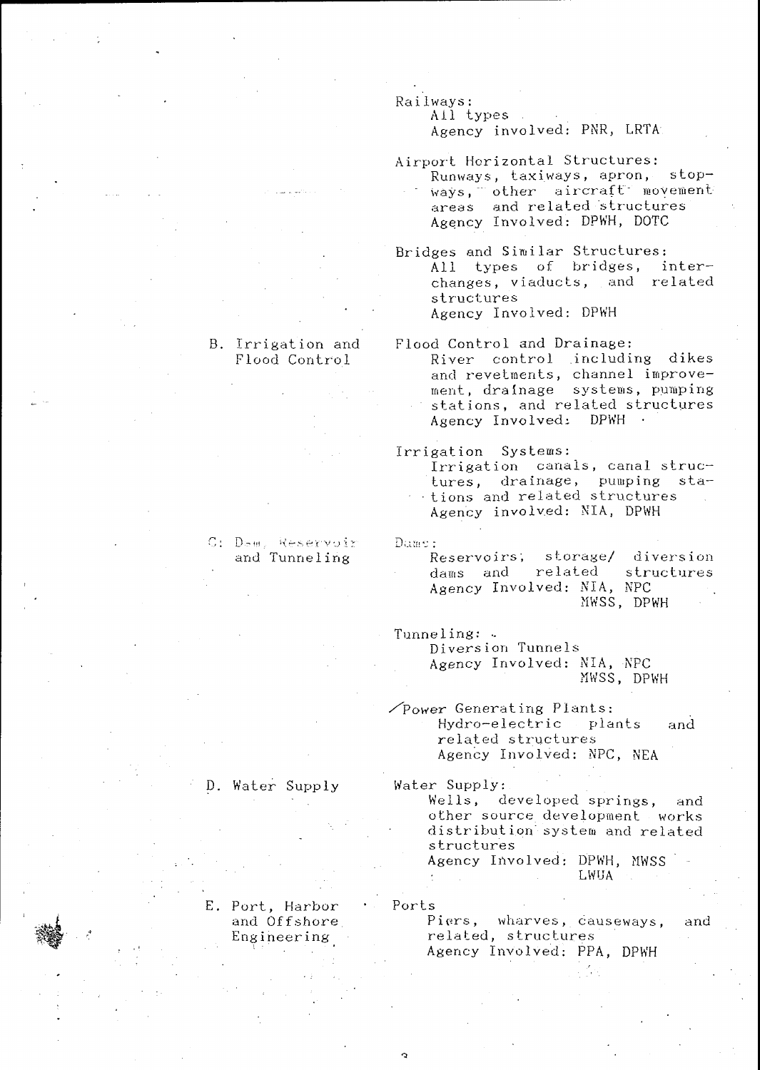Railways:
All types
Agency involved: PNR, LRTA

Airport Horizontal Structures:
Runways, taxiways, apron, stopways, other aircraft movement areas and related structures
Agency Involved: DPWH, DOTC

Bridges and Similar Structures:
All types of bridges, interchanges, viaducts, and related structures
Agency Involved: DPWH

B. Irrigation and Flood Control

Flood Control and Drainage:
River control including dikes and revetments, channel improvement, drainage systems, pumping stations, and related structures
Agency Involved: DPWH

Irrigation Systems:
Irrigation canals, canal structures, drainage, pumping stations and related structures
Agency involved: NIA, DPWH

C. Dam, Reservoir and Tunneling

Dams:
Reservoirs, storage/ diversion dams and related structures
Agency Involved: NIA, NPC, MWSS, DPWH

Tunneling:
Diversion Tunnels
Agency Involved: NIA, NPC, MWSS, DPWH

Power Generating Plants:
Hydro-electric plants and related structures
Agency Involved: NPC, NEA

D. Water Supply

Water Supply:
Wells, developed springs, and other source development works distribution system and related structures
Agency Involved: DPWH, MWSS, LWUA

E. Port, Harbor and Offshore Engineering

Ports
Piers, wharves, causeways, and related, structures
Agency Involved: PPA, DPWH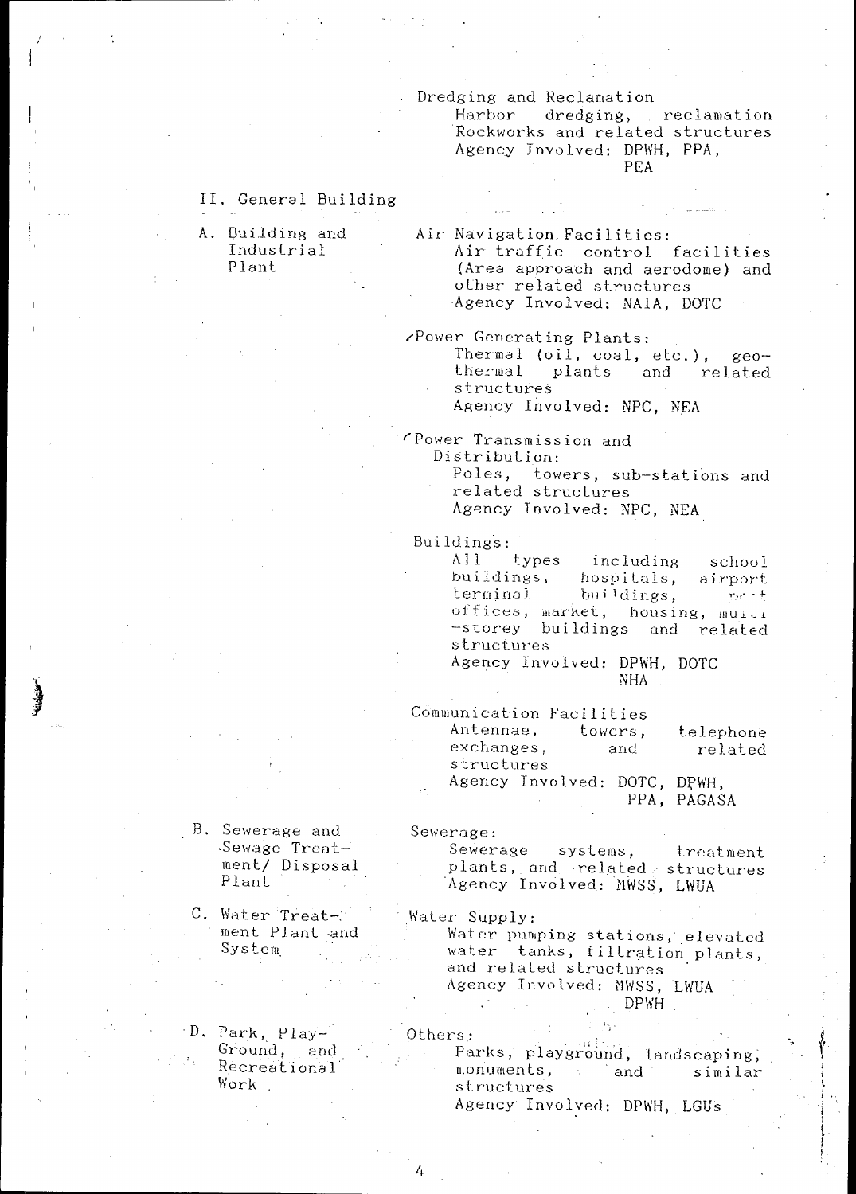Dredging and Reclamation
Harbor dredging, reclamation Rockworks and related structures
Agency Involved: DPWH, PPA, PEA

## II. General Building

| | |
|---|---|
| A. Building and Industrial Plant | Air Navigation Facilities: Air traffic control facilities (Area approach and aerodome) and other related structures<br>Agency Involved: NAIA, DOTC |
| | Power Generating Plants: Thermal (oil, coal, etc.), geothermal plants and related structures<br>Agency Involved: NPC, NEA |
| | Power Transmission and Distribution: Poles, towers, sub-stations and related structures<br>Agency Involved: NPC, NEA |
| | Buildings: All types including school buildings, hospitals, airport terminal buildings, post offices, market, housing, multi-storey buildings and related structures<br>Agency Involved: DPWH, DOTC NHA |
| | Communication Facilities Antennae, towers, telephone exchanges, and related structures<br>Agency Involved: DOTC, DPWH, PPA, PAGASA |
| B. Sewerage and Sewage Treatment/ Disposal Plant | Sewerage: Sewerage systems, treatment plants, and related structures<br>Agency Involved: MWSS, LWUA |
| C. Water Treatment Plant and System | Water Supply: Water pumping stations, elevated water tanks, filtration plants, and related structures<br>Agency Involved: MWSS, LWUA DPWH |
| D. Park, Play-Ground, and Recreational Work | Others: Parks, playground, landscaping, monuments, and similar structures<br>Agency Involved: DPWH, LGUs |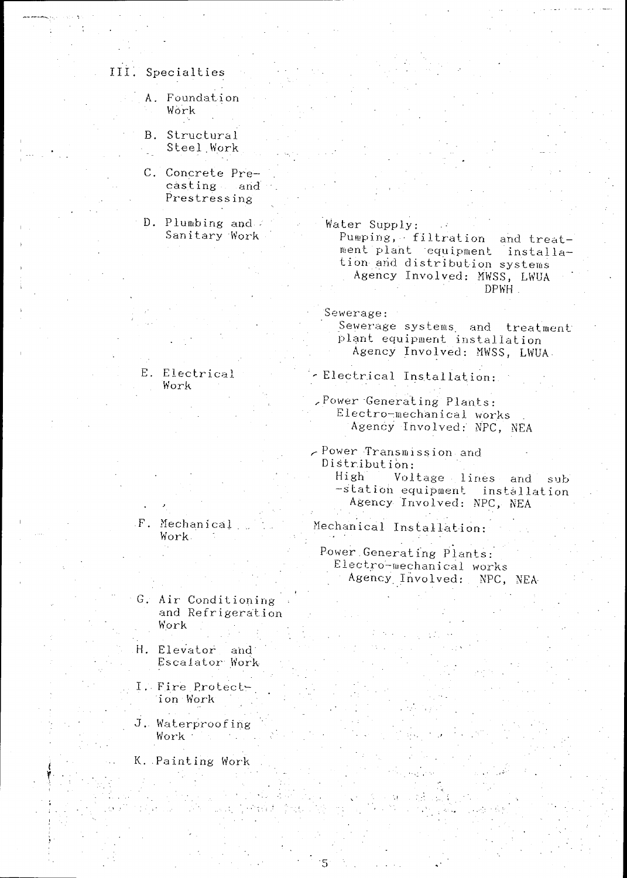## III. Specialties

| | |
|---|---|
| A. Foundation Work | |
| B. Structural Steel Work | |
| C. Concrete Precasting and Prestressing | |
| D. Plumbing and Sanitary Work | Water Supply: Pumping, filtration and treatment plant equipment installation and distribution systems<br>Agency Involved: MWSS, LWUA DPWH<br><br>Sewerage: Sewerage systems and treatment plant equipment installation<br>Agency Involved: MWSS, LWUA |
| E. Electrical Work | Electrical Installation:<br><br>Power Generating Plants: Electro-mechanical works<br>Agency Involved: NPC, NEA<br><br>Power Transmission and Distribution: High Voltage lines and sub-station equipment installation<br>Agency Involved: NPC, NEA |
| F. Mechanical Work | Mechanical Installation:<br><br>Power Generating Plants: Electro-mechanical works<br>Agency Involved: NPC, NEA |
| G. Air Conditioning and Refrigeration Work | |
| H. Elevator and Escalator Work | |
| I. Fire Protection Work | |
| J. Waterproofing Work | |
| K. Painting Work | |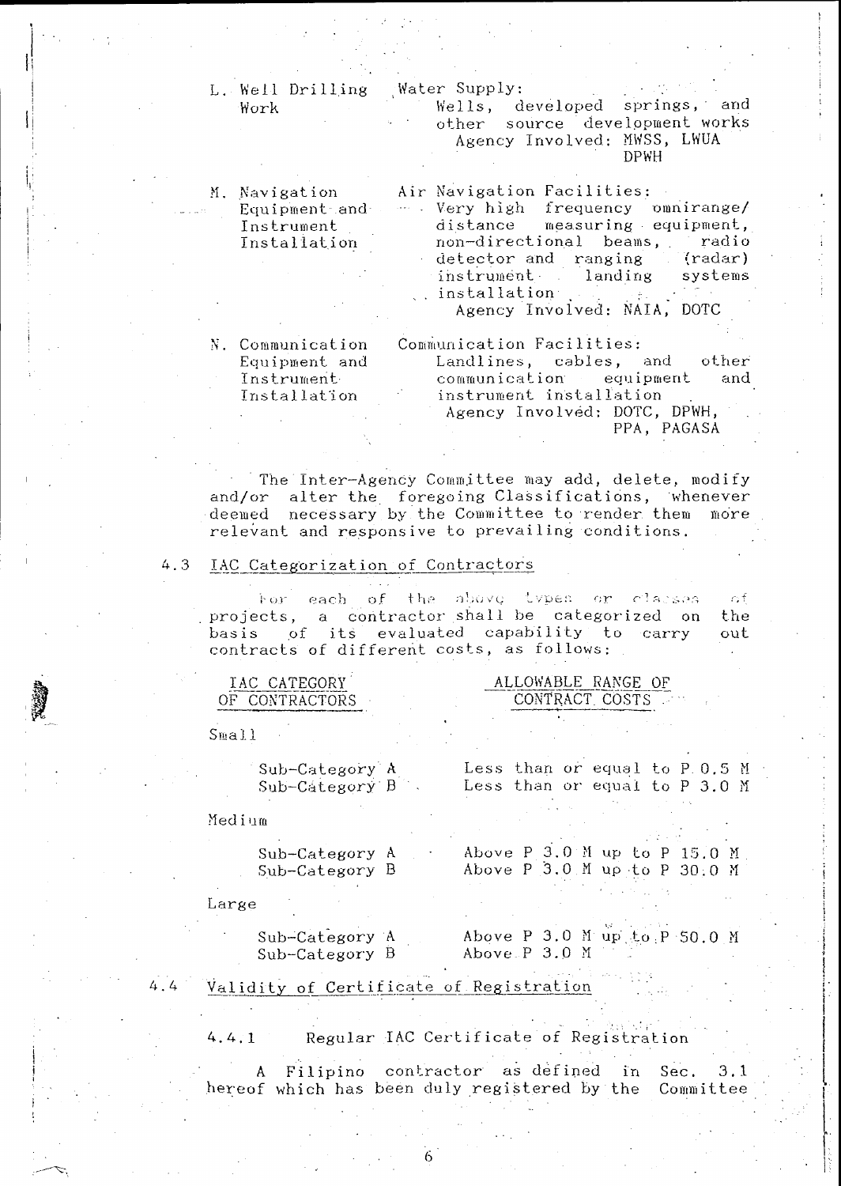| | |
|---|---|
| L. Well Drilling Work | Water Supply: Wells, developed springs, and other source development works<br>Agency Involved: MWSS, LWUA DPWH |
| M. Navigation Equipment and Instrument Installation | Air Navigation Facilities: Very high frequency omnirange/ distance measuring equipment, non-directional beams, radio detector and ranging (radar) instrument landing systems installation<br>Agency Involved: NAIA, DOTC |
| N. Communication Equipment and Instrument Installation | Communication Facilities: Landlines, cables, and other communication equipment and instrument installation<br>Agency Involved: DOTC, DPWH, PPA, PAGASA |

The Inter-Agency Committee may add, delete, modify and/or alter the foregoing Classifications, whenever deemed necessary by the Committee to render them more relevant and responsive to prevailing conditions.

## 4.3 IAC Categorization of Contractors

For each of the above types or classes of projects, a contractor shall be categorized on the basis of its evaluated capability to carry out contracts of different costs, as follows:

| IAC CATEGORY OF CONTRACTORS | ALLOWABLE RANGE OF CONTRACT COSTS |
|---|---|
| **Small** | |
| Sub-Category A | Less than or equal to P 0.5 M |
| Sub-Category B | Less than or equal to P 3.0 M |
| **Medium** | |
| Sub-Category A | Above P 3.0 M up to P 15.0 M |
| Sub-Category B | Above P 3.0 M up to P 30.0 M |
| **Large** | |
| Sub-Category A | Above P 3.0 M up to P 50.0 M |
| Sub-Category B | Above P 3.0 M |

## 4.4 Validity of Certificate of Registration

### 4.4.1 Regular IAC Certificate of Registration

A Filipino contractor as defined in Sec. 3.1 hereof which has been duly registered by the Committee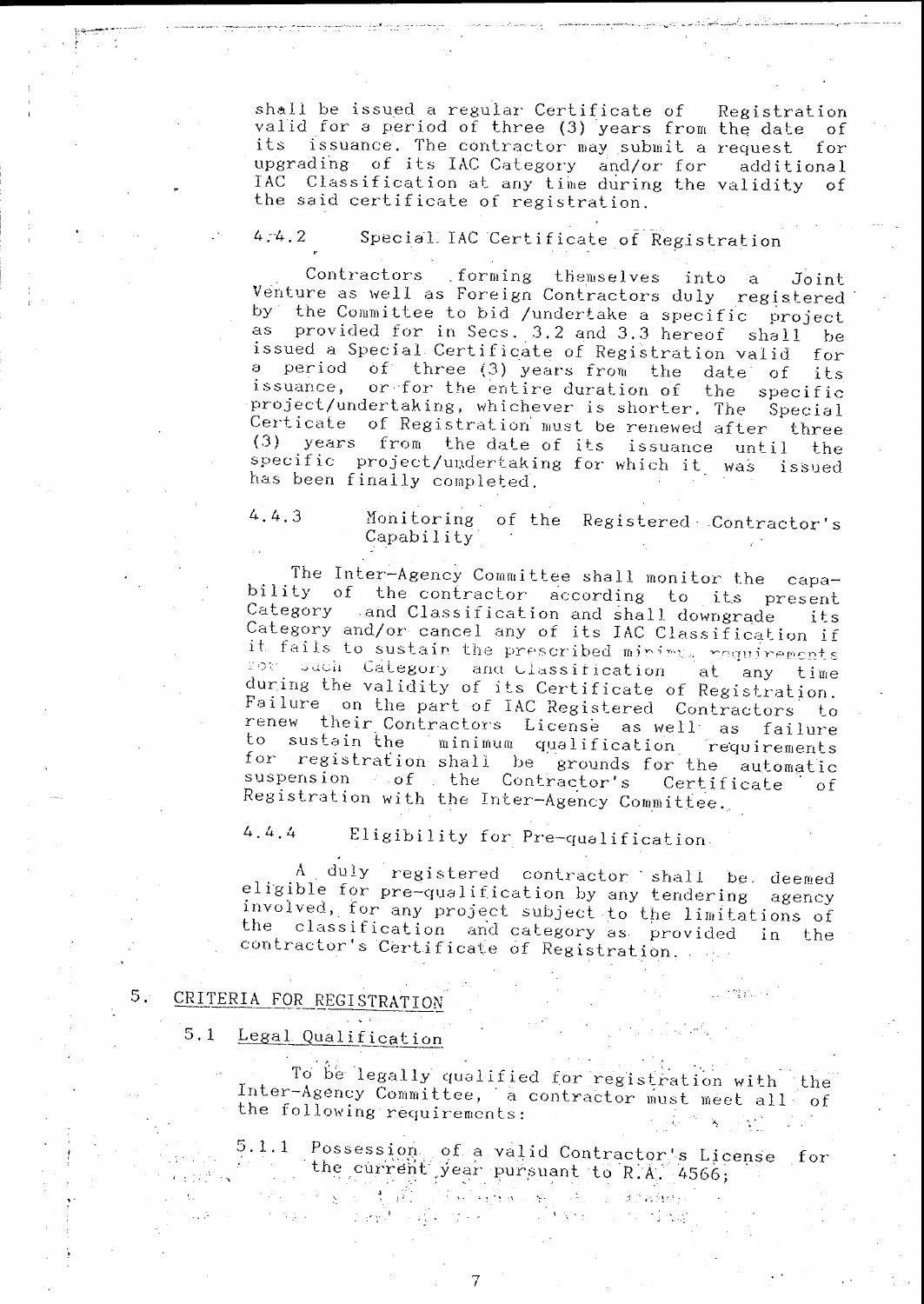shall be issued a regular Certificate of Registration valid for a period of three (3) years from the date of its issuance. The contractor may submit a request for upgrading of its IAC Category and/or for additional IAC Classification at any time during the validity of the said certificate of registration.

#### 4.4.2 Special IAC Certificate of Registration

Contractors forming themselves into a Joint Venture as well as Foreign Contractors duly registered by the Committee to bid /undertake a specific project as provided for in Secs. 3.2 and 3.3 hereof shall be issued a Special Certificate of Registration valid for a period of three (3) years from the date of its issuance, or for the entire duration of the specific project/undertaking, whichever is shorter. The Special Certicate of Registration must be renewed after three (3) years from the date of its issuance until the specific project/undertaking for which it was issued has been finally completed.

#### 4.4.3 Monitoring of the Registered Contractor's Capability

The Inter-Agency Committee shall monitor the capability of the contractor according to its present Category and Classification and shall downgrade its Category and/or cancel any of its IAC Classification if it fails to sustain the prescribed minimum requirements for such Category and Classification at any time during the validity of its Certificate of Registration. Failure on the part of IAC Registered Contractors to renew their Contractors License as well as failure to sustain the minimum qualification requirements for registration shall be grounds for the automatic suspension of the Contractor's Certificate of Registration with the Inter-Agency Committee.

#### 4.4.4 Eligibility for Pre-qualification

A duly registered contractor shall be deemed eligible for pre-qualification by any tendering agency involved, for any project subject to the limitations of the classification and category as provided in the contractor's Certificate of Registration.

## 5. CRITERIA FOR REGISTRATION

### 5.1 Legal Qualification

To be legally qualified for registration with the Inter-Agency Committee, a contractor must meet all of the following requirements:

5.1.1 Possession of a valid Contractor's License for the current year pursuant to R.A. 4566;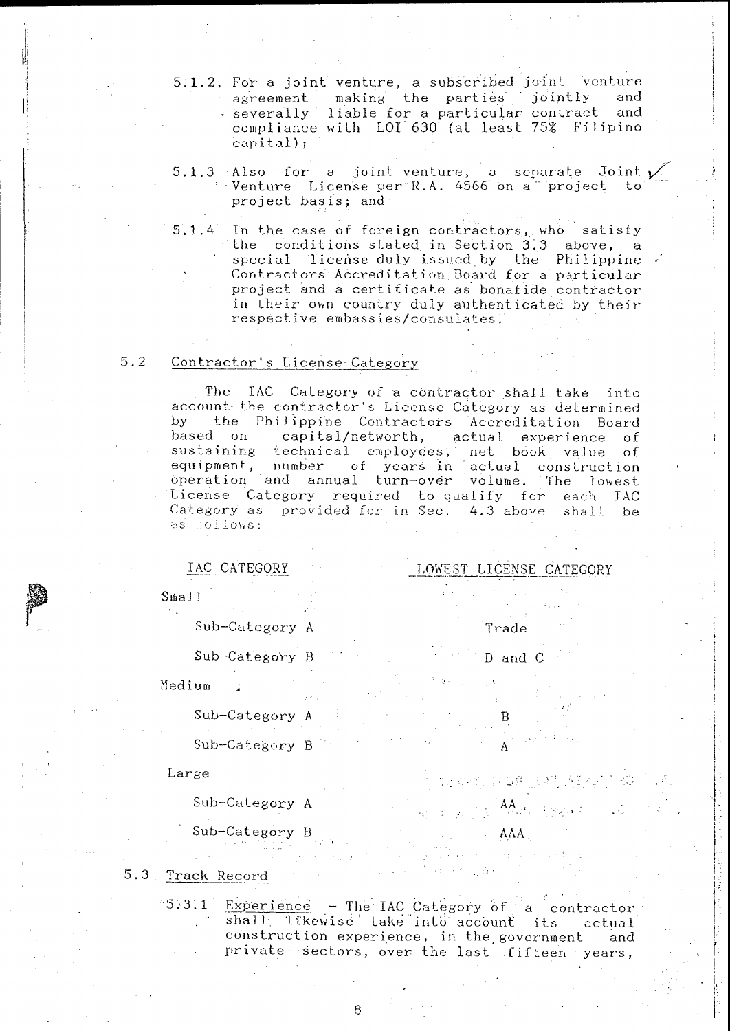5.1.2. For a joint venture, a subscribed joint venture agreement making the parties jointly and severally liable for a particular contract and compliance with LOI 630 (at least 75% Filipino capital);

5.1.3 Also for a joint venture, a separate Joint Venture License per R.A. 4566 on a project to project basis; and

5.1.4 In the case of foreign contractors, who satisfy the conditions stated in Section 3.3 above, a special license duly issued by the Philippine Contractors Accreditation Board for a particular project and a certificate as bonafide contractor in their own country duly authenticated by their respective embassies/consulates.

## 5.2 Contractor's License Category

The IAC Category of a contractor shall take into account the contractor's License Category as determined by the Philippine Contractors Accreditation Board based on capital/networth, actual experience of sustaining technical employees, net book value of equipment, number of years in actual construction operation and annual turn-over volume. The lowest License Category required to qualify for each IAC Category as provided for in Sec. 4.3 above shall be as follows:

| IAC CATEGORY | LOWEST LICENSE CATEGORY |
|---|---|
| Small | |
| Sub-Category A | Trade |
| Sub-Category B | D and C |
| Medium | |
| Sub-Category A | B |
| Sub-Category B | A |
| Large | |
| Sub-Category A | AA |
| Sub-Category B | AAA |

## 5.3 Track Record

5.3.1 Experience – The IAC Category of a contractor shall likewise take into account its actual construction experience, in the government and private sectors, over the last fifteen years,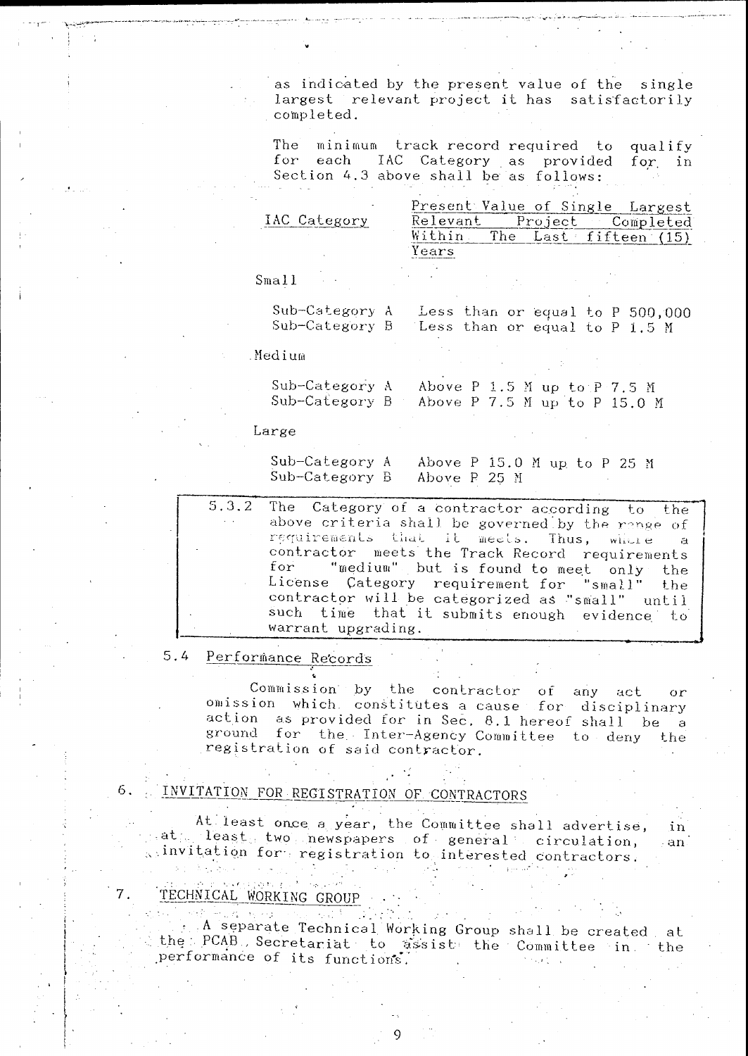as indicated by the present value of the single largest relevant project it has satisfactorily completed.

The minimum track record required to qualify for each IAC Category as provided for in Section 4.3 above shall be as follows:

| IAC Category | Present Value of Single Largest Relevant Project Completed Within The Last fifteen (15) Years |
|---|---|
| **Small** | |
| Sub-Category A | Less than or equal to P 500,000 |
| Sub-Category B | Less than or equal to P 1.5 M |
| **Medium** | |
| Sub-Category A | Above P 1.5 M up to P 7.5 M |
| Sub-Category B | Above P 7.5 M up to P 15.0 M |
| **Large** | |
| Sub-Category A | Above P 15.0 M up to P 25 M |
| Sub-Category B | Above P 25 M |

5.3.2 The Category of a contractor according to the above criteria shall be governed by the range of requirements that it meets. Thus, where a contractor meets the Track Record requirements for "medium" but is found to meet only the License Category requirement for "small" the contractor will be categorized as "small" until such time that it submits enough evidence to warrant upgrading.

## 5.4 Performance Records

Commission by the contractor of any act or omission which constitutes a cause for disciplinary action as provided for in Sec. 8.1 hereof shall be a ground for the Inter-Agency Committee to deny the registration of said contractor.

## 6. INVITATION FOR REGISTRATION OF CONTRACTORS

At least once a year, the Committee shall advertise, in at least two newspapers of general circulation, an invitation for registration to interested contractors.

## 7. TECHNICAL WORKING GROUP

A separate Technical Working Group shall be created at the PCAB Secretariat to assist the Committee in the performance of its functions.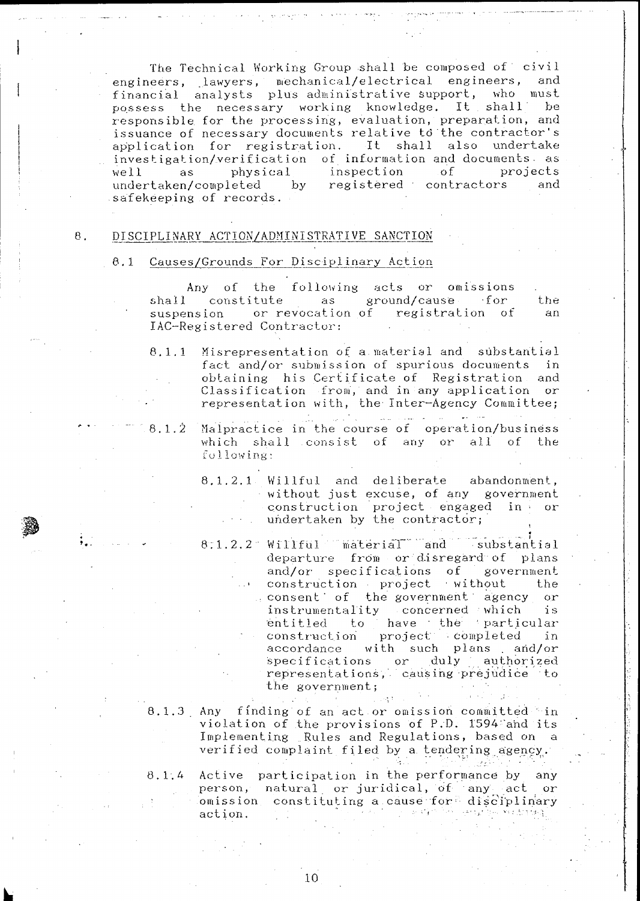The Technical Working Group shall be composed of civil engineers, lawyers, mechanical/electrical engineers, and financial analysts plus administrative support, who must possess the necessary working knowledge. It shall be responsible for the processing, evaluation, preparation, and issuance of necessary documents relative to the contractor's application for registration. It shall also undertake investigation/verification of information and documents as well as physical inspection of projects undertaken/completed by registered contractors and safekeeping of records.

## 8. DISCIPLINARY ACTION/ADMINISTRATIVE SANCTION

### 8.1 Causes/Grounds For Disciplinary Action

Any of the following acts or omissions shall constitute as ground/cause for the suspension or revocation of registration of an IAC-Registered Contractor:

8.1.1 Misrepresentation of a material and substantial fact and/or submission of spurious documents in obtaining his Certificate of Registration and Classification from, and in any application or representation with, the Inter-Agency Committee;

8.1.2 Malpractice in the course of operation/business which shall consist of any or all of the following:

8.1.2.1 Willful and deliberate abandonment, without just excuse, of any government construction project engaged in or undertaken by the contractor;

8.1.2.2 Willful material and substantial departure from or disregard of plans and/or specifications of government construction project without the consent of the government agency or instrumentality concerned which is entitled to have the particular construction project completed in accordance with such plans and/or specifications or duly authorized representations, causing prejudice to the government;

8.1.3 Any finding of an act or omission committed in violation of the provisions of P.D. 1594 and its Implementing Rules and Regulations, based on a verified complaint filed by a tendering agency.

8.1.4 Active participation in the performance by any person, natural or juridical, of any act or omission constituting a cause for disciplinary action.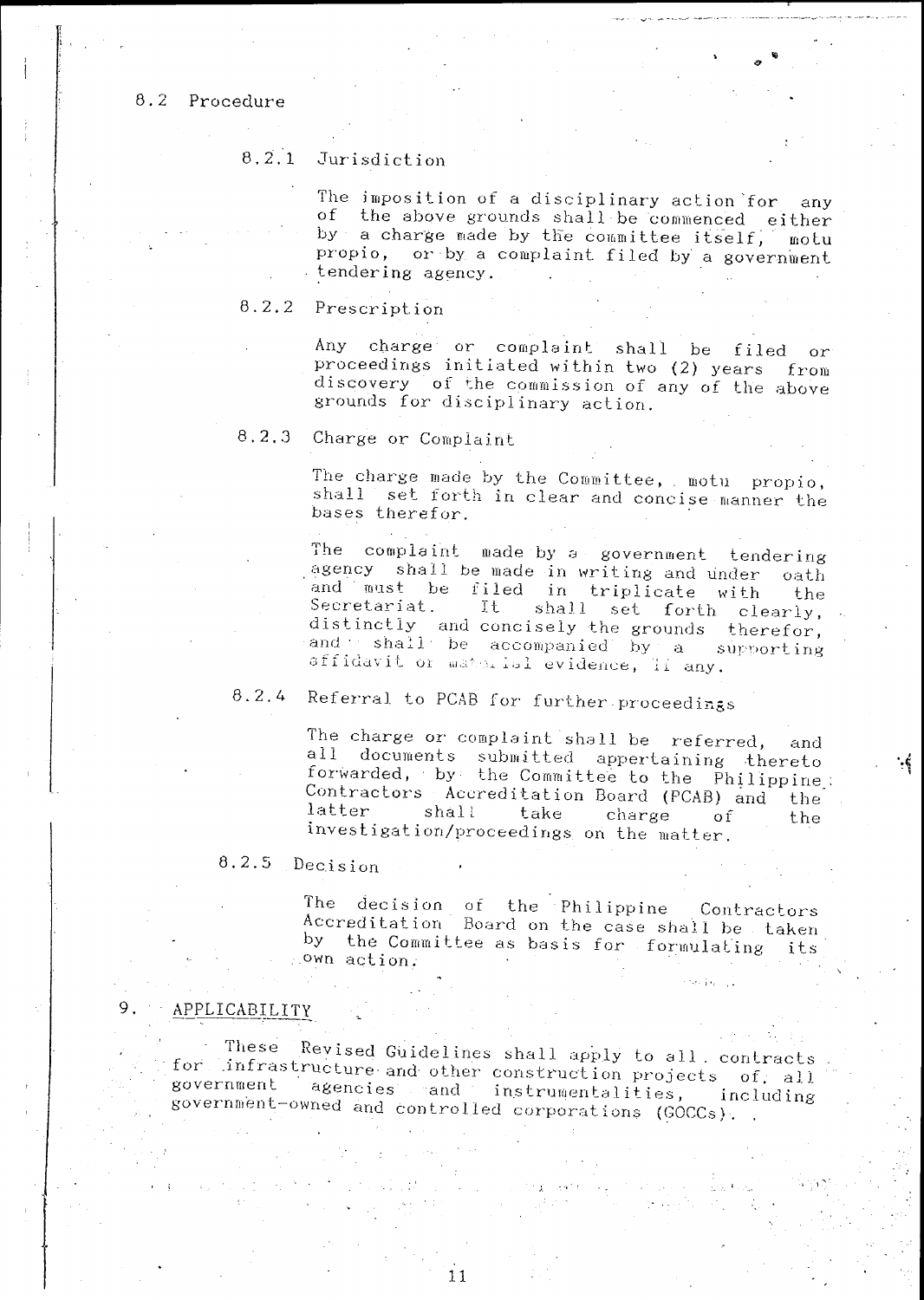### 8.2 Procedure

#### 8.2.1 Jurisdiction

The imposition of a disciplinary action for any of the above grounds shall be commenced either by a charge made by the committee itself, motu propio, or by a complaint filed by a government tendering agency.

#### 8.2.2 Prescription

Any charge or complaint shall be filed or proceedings initiated within two (2) years from discovery of the commission of any of the above grounds for disciplinary action.

#### 8.2.3 Charge or Complaint

The charge made by the Committee, motu propio, shall set forth in clear and concise manner the bases therefor.

The complaint made by a government tendering agency shall be made in writing and under oath and must be filed in triplicate with the Secretariat. It shall set forth clearly, distinctly and concisely the grounds therefor, and shall be accompanied by a supporting affidavit or material evidence, if any.

#### 8.2.4 Referral to PCAB for further proceedings

The charge or complaint shall be referred, and all documents submitted appertaining thereto forwarded, by the Committee to the Philippine Contractors Accreditation Board (PCAB) and the latter shall take charge of the investigation/proceedings on the matter.

#### 8.2.5 Decision

The decision of the Philippine Contractors Accreditation Board on the case shall be taken by the Committee as basis for formulating its own action.

## 9. APPLICABILITY

These Revised Guidelines shall apply to all contracts for infrastructure and other construction projects of all government agencies and instrumentalities, including government-owned and controlled corporations (GOCCs).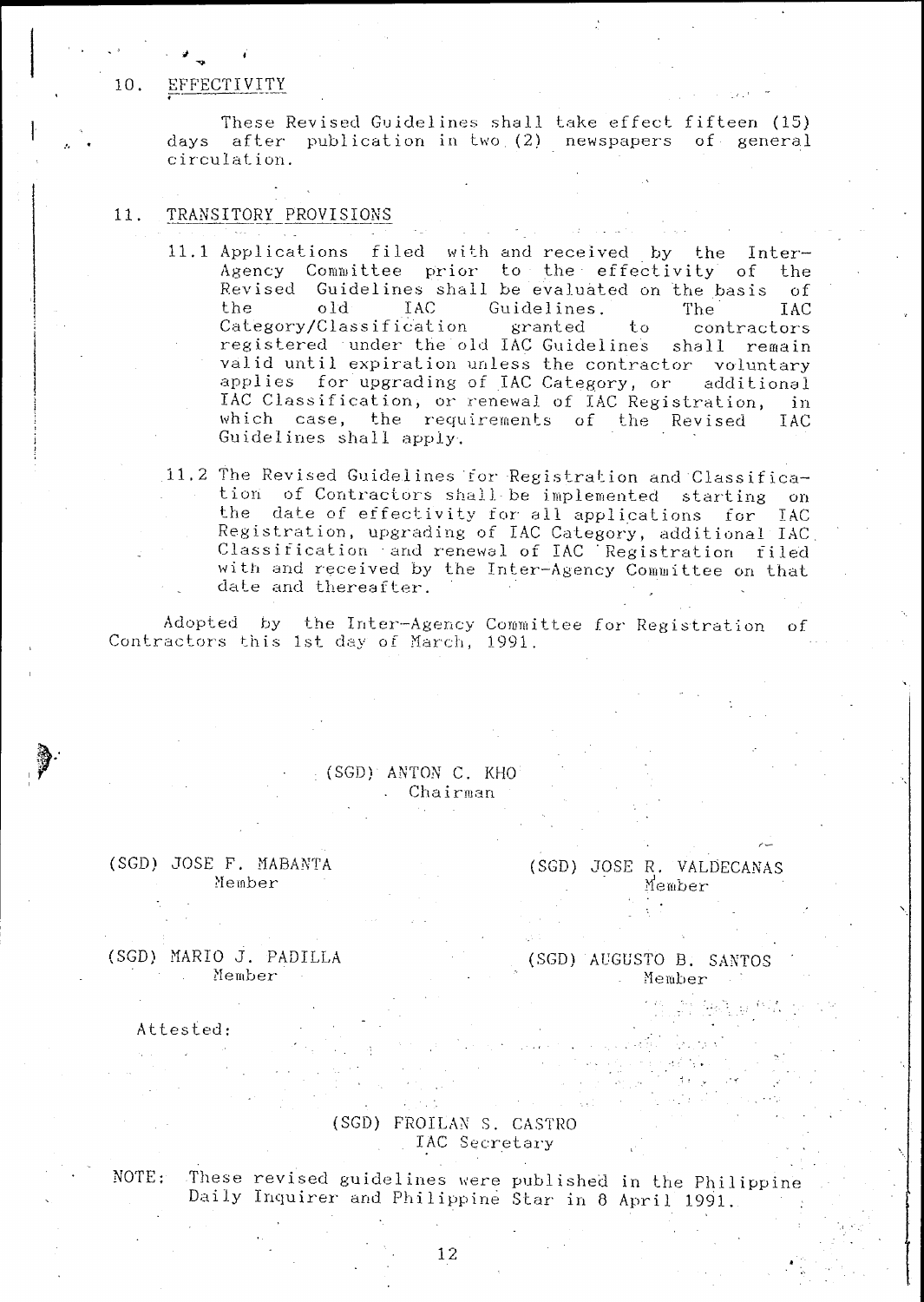## 10. EFFECTIVITY

These Revised Guidelines shall take effect fifteen (15) days after publication in two (2) newspapers of general circulation.

## 11. TRANSITORY PROVISIONS

11.1 Applications filed with and received by the Inter-Agency Committee prior to the effectivity of the Revised Guidelines shall be evaluated on the basis of the old IAC Guidelines. The IAC Category/Classification granted to contractors registered under the old IAC Guidelines shall remain valid until expiration unless the contractor voluntary applies for upgrading of IAC Category, or additional IAC Classification, or renewal of IAC Registration, in which case, the requirements of the Revised IAC Guidelines shall apply.

11.2 The Revised Guidelines for Registration and Classification of Contractors shall be implemented starting on the date of effectivity for all applications for IAC Registration, upgrading of IAC Category, additional IAC Classification and renewal of IAC Registration filed with and received by the Inter-Agency Committee on that date and thereafter.

Adopted by the Inter-Agency Committee for Registration of Contractors this 1st day of March, 1991.

(SGD) ANTON C. KHO
Chairman

(SGD) JOSE F. MABANTA
Member

(SGD) JOSE R. VALDECANAS
Member

(SGD) MARIO J. PADILLA
Member

(SGD) AUGUSTO B. SANTOS
Member

Attested:

(SGD) FROILAN S. CASTRO
IAC Secretary

NOTE: These revised guidelines were published in the Philippine Daily Inquirer and Philippine Star in 8 April 1991.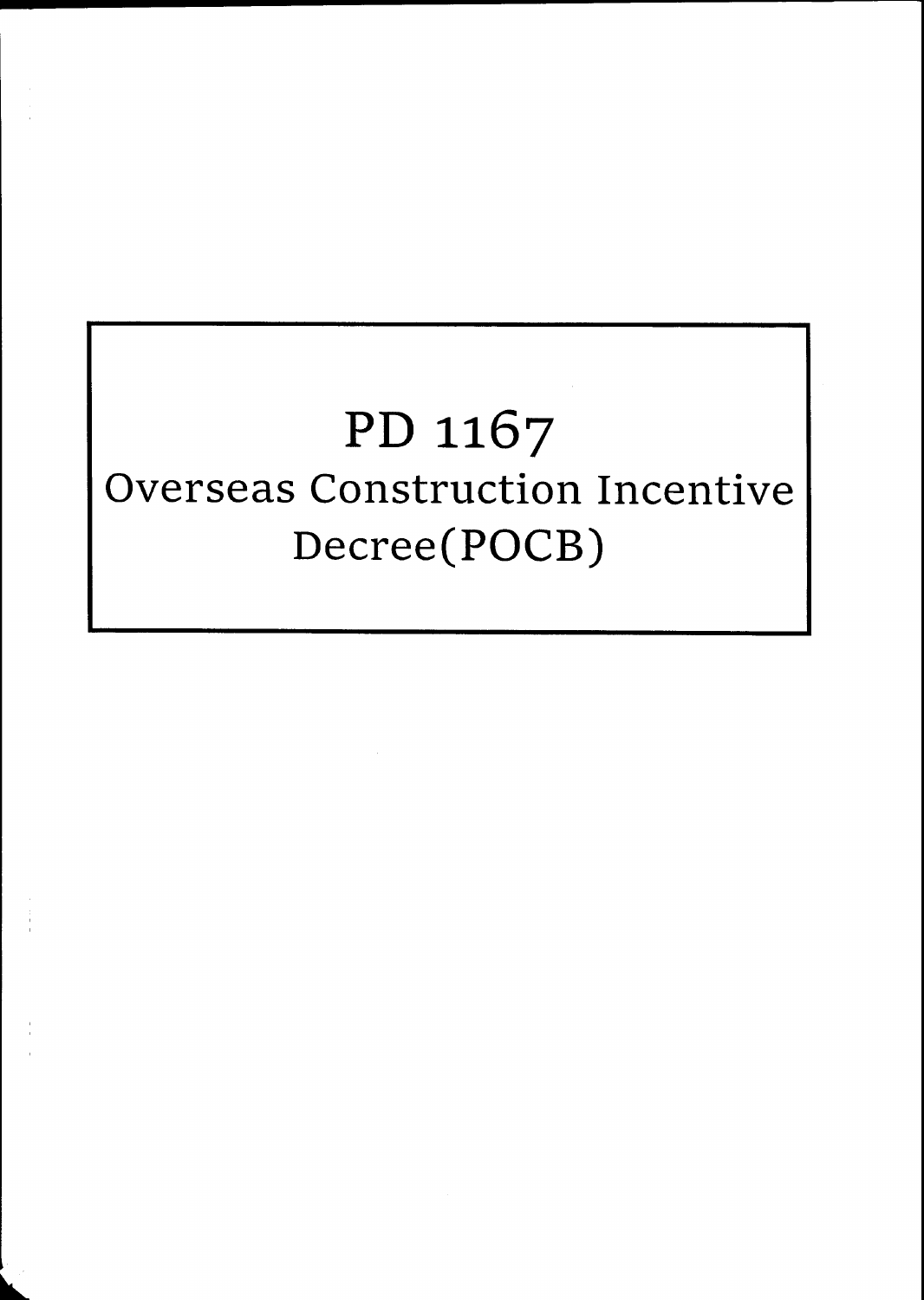# PD 1167

## Overseas Construction Incentive Decree(POCB)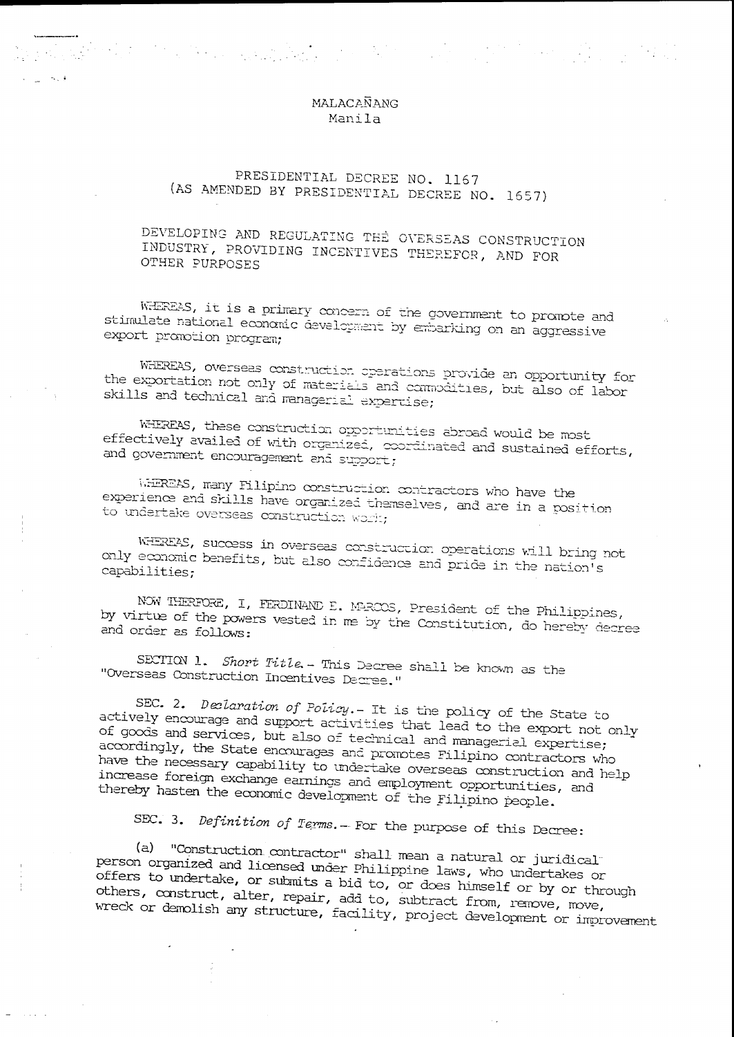MALACAÑANG
Manila

# PRESIDENTIAL DECREE NO. 1167
## (AS AMENDED BY PRESIDENTIAL DECREE NO. 1657)

## DEVELOPING AND REGULATING THE OVERSEAS CONSTRUCTION INDUSTRY, PROVIDING INCENTIVES THEREFOR, AND FOR OTHER PURPOSES

WHEREAS, it is a primary concern of the government to promote and stimulate national economic development by embarking on an aggressive export promotion program;

WHEREAS, overseas construction operations provide an opportunity for the exportation not only of materials and commodities, but also of labor skills and technical and managerial expertise;

WHEREAS, these construction opportunities abroad would be most effectively availed of with organized, coordinated and sustained efforts, and government encouragement and support;

WHEREAS, many Filipino construction contractors who have the experience and skills have organized themselves, and are in a position to undertake overseas construction work;

WHEREAS, success in overseas construction operations will bring not only economic benefits, but also confidence and pride in the nation's capabilities;

NOW THEREFORE, I, FERDINAND E. MARCOS, President of the Philippines, by virtue of the powers vested in me by the Constitution, do hereby decree and order as follows:

SECTION 1. *Short Title.*- This Decree shall be known as the "Overseas Construction Incentives Decree."

SEC. 2. *Declaration of Policy.*- It is the policy of the State to actively encourage and support activities that lead to the export not only of goods and services, but also of technical and managerial expertise; accordingly, the State encourages and promotes Filipino contractors who have the necessary capability to undertake overseas construction and help increase foreign exchange earnings and employment opportunities, and thereby hasten the economic development of the Filipino people.

SEC. 3. *Definition of Terms.*- For the purpose of this Decree:

(a) "Construction contractor" shall mean a natural or juridical person organized and licensed under Philippine laws, who undertakes or offers to undertake, or submits a bid to, or does himself or by or through others, construct, alter, repair, add to, subtract from, remove, move, wreck or demolish any structure, facility, project development or improvement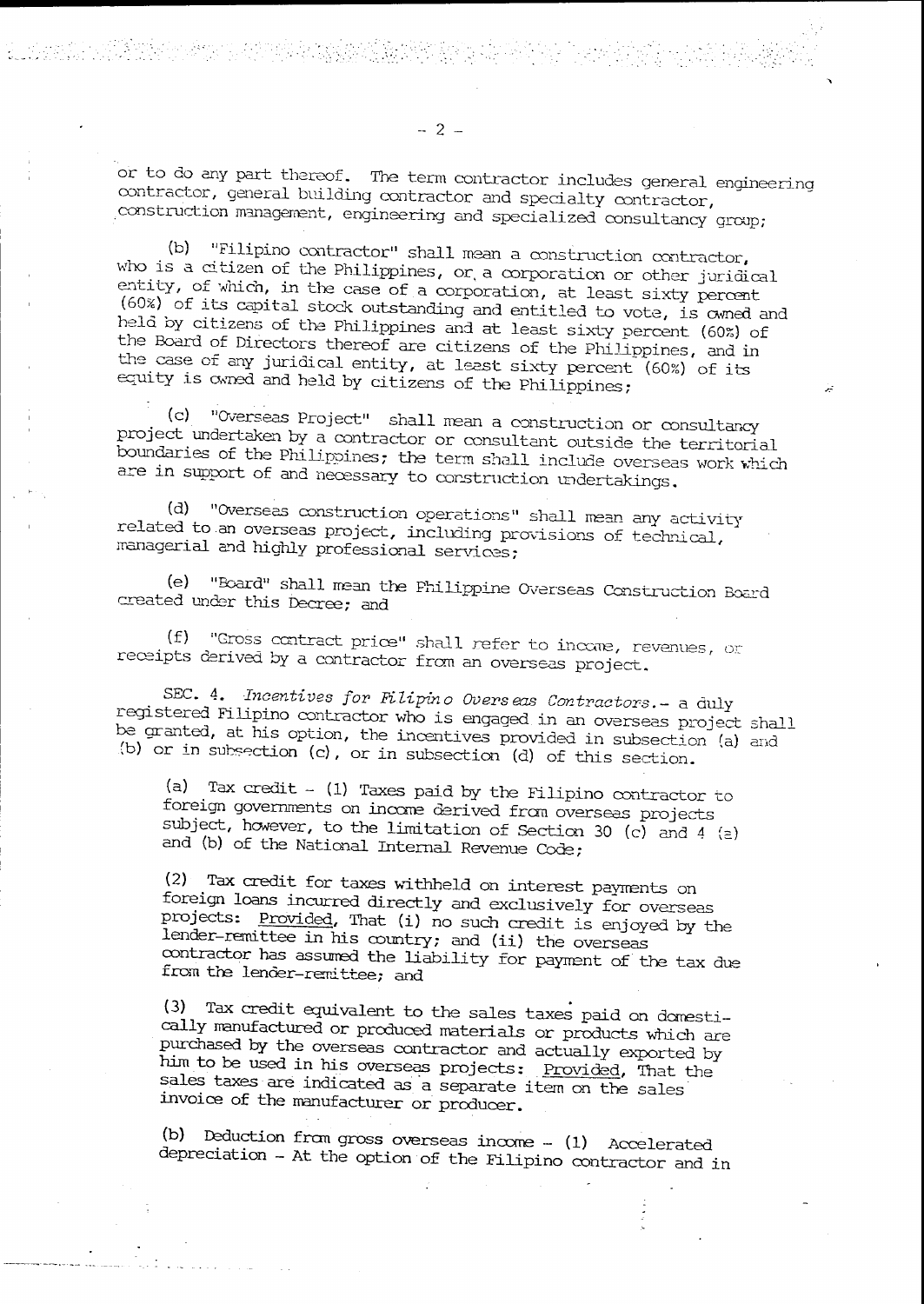or to do any part thereof. The term contractor includes general engineering contractor, general building contractor and specialty contractor, construction management, engineering and specialized consultancy group;

(b) "Filipino contractor" shall mean a construction contractor, who is a citizen of the Philippines, or a corporation or other juridical entity, of which, in the case of a corporation, at least sixty percent (60%) of its capital stock outstanding and entitled to vote, is owned and held by citizens of the Philippines and at least sixty percent (60%) of the Board of Directors thereof are citizens of the Philippines, and in the case of any juridical entity, at least sixty percent (60%) of its equity is owned and held by citizens of the Philippines;

(c) "Overseas Project" shall mean a construction or consultancy project undertaken by a contractor or consultant outside the territorial boundaries of the Philippines; the term shall include overseas work which are in support of and necessary to construction undertakings.

(d) "Overseas construction operations" shall mean any activity related to an overseas project, including provisions of technical, managerial and highly professional services;

(e) "Board" shall mean the Philippine Overseas Construction Board created under this Decree; and

(f) "Gross contract price" shall refer to income, revenues, or receipts derived by a contractor from an overseas project.

SEC. 4. *Incentives for Filipino Overseas Contractors.*– a duly registered Filipino contractor who is engaged in an overseas project shall be granted, at his option, the incentives provided in subsection (a) and (b) or in subsection (c), or in subsection (d) of this section.

(a) Tax credit – (1) Taxes paid by the Filipino contractor to foreign governments on income derived from overseas projects subject, however, to the limitation of Section 30 (c) and 4 (a) and (b) of the National Internal Revenue Code;

(2) Tax credit for taxes withheld on interest payments on foreign loans incurred directly and exclusively for overseas projects: Provided, That (i) no such credit is enjoyed by the lender-remittee in his country; and (ii) the overseas contractor has assumed the liability for payment of the tax due from the lender-remittee; and

(3) Tax credit equivalent to the sales taxes paid on domestically manufactured or produced materials or products which are purchased by the overseas contractor and actually exported by him to be used in his overseas projects: Provided, That the sales taxes are indicated as a separate item on the sales invoice of the manufacturer or producer.

(b) Deduction from gross overseas income – (1) Accelerated depreciation – At the option of the Filipino contractor and in